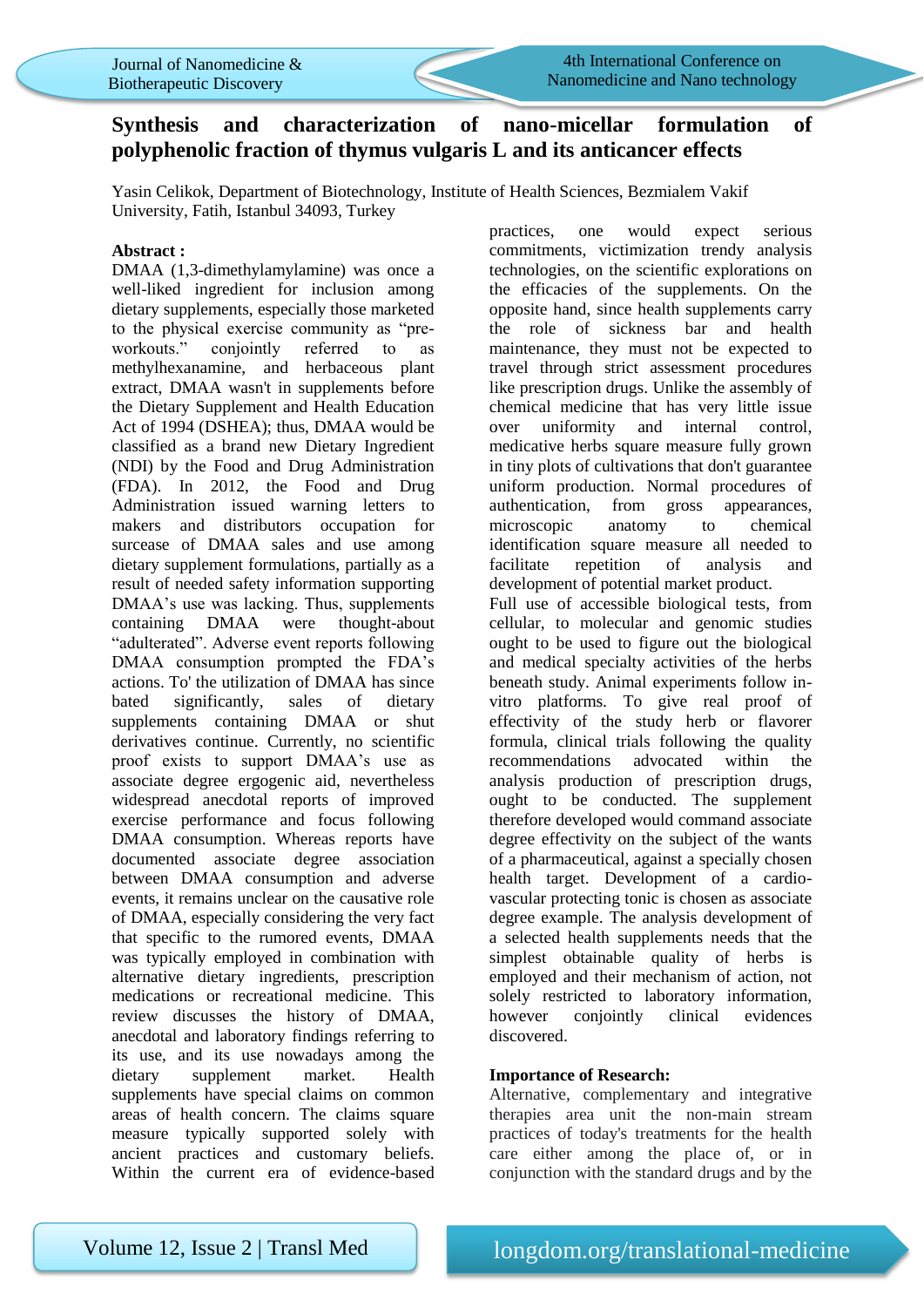# Synthesis and characterization of nano-micellar formulation of polyphenolic fraction of thymus vulgaris L and its anticancer effects

Yasin Celikok, Department of Biotechnology, Institute of Health Sciences, Bezmialem Vakif University, Fatih, Istanbul 34093, Turkey

## Abstract :

DMAA (1,3-dimethylamylamine) was once a well-liked ingredient for inclusion among dietary supplements, especially those marketed to the physical exercise community as "pre-workouts." conjointly referred to as methylhexanamine, and herbaceous plant extract, DMAA wasn't in supplements before the Dietary Supplement and Health Education Act of 1994 (DSHEA); thus, DMAA would be classified as a brand new Dietary Ingredient (NDI) by the Food and Drug Administration (FDA). In 2012, the Food and Drug Administration issued warning letters to makers and distributors occupation for surcease of DMAA sales and use among dietary supplement formulations, partially as a result of needed safety information supporting DMAA's use was lacking. Thus, supplements containing DMAA were thought-about "adulterated". Adverse event reports following DMAA consumption prompted the FDA's actions. To' the utilization of DMAA has since bated significantly, sales of dietary supplements containing DMAA or shut derivatives continue. Currently, no scientific proof exists to support DMAA's use as associate degree ergogenic aid, nevertheless widespread anecdotal reports of improved exercise performance and focus following DMAA consumption. Whereas reports have documented associate degree association between DMAA consumption and adverse events, it remains unclear on the causative role of DMAA, especially considering the very fact that specific to the rumored events, DMAA was typically employed in combination with alternative dietary ingredients, prescription medications or recreational medicine. This review discusses the history of DMAA, anecdotal and laboratory findings referring to its use, and its use nowadays among the dietary supplement market. Health supplements have special claims on common areas of health concern. The claims square measure typically supported solely with ancient practices and customary beliefs. Within the current era of evidence-based practices, one would expect serious commitments, victimization trendy analysis technologies, on the scientific explorations on the efficacies of the supplements. On the opposite hand, since health supplements carry the role of sickness bar and health maintenance, they must not be expected to travel through strict assessment procedures like prescription drugs. Unlike the assembly of chemical medicine that has very little issue over uniformity and internal control, medicative herbs square measure fully grown in tiny plots of cultivations that don't guarantee uniform production. Normal procedures of authentication, from gross appearances, microscopic anatomy to chemical identification square measure all needed to facilitate repetition of analysis and development of potential market product.

Full use of accessible biological tests, from cellular, to molecular and genomic studies ought to be used to figure out the biological and medical specialty activities of the herbs beneath study. Animal experiments follow in-vitro platforms. To give real proof of effectivity of the study herb or flavorer formula, clinical trials following the quality recommendations advocated within the analysis production of prescription drugs, ought to be conducted. The supplement therefore developed would command associate degree effectivity on the subject of the wants of a pharmaceutical, against a specially chosen health target. Development of a cardio-vascular protecting tonic is chosen as associate degree example. The analysis development of a selected health supplements needs that the simplest obtainable quality of herbs is employed and their mechanism of action, not solely restricted to laboratory information, however conjointly clinical evidences discovered.

## Importance of Research:

Alternative, complementary and integrative therapies area unit the non-main stream practices of today's treatments for the health care either among the place of, or in conjunction with the standard drugs and by the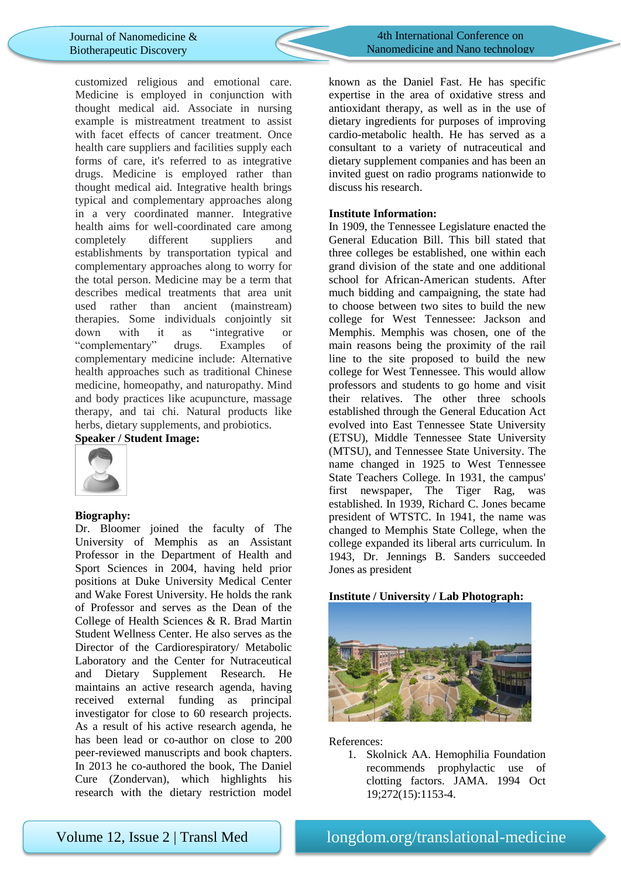customized religious and emotional care. Medicine is employed in conjunction with thought medical aid. Associate in nursing example is mistreatment treatment to assist with facet effects of cancer treatment. Once health care suppliers and facilities supply each forms of care, it's referred to as integrative drugs. Medicine is employed rather than thought medical aid. Integrative health brings typical and complementary approaches along in a very coordinated manner. Integrative health aims for well-coordinated care among completely different suppliers and establishments by transportation typical and complementary approaches along to worry for the total person. Medicine may be a term that describes medical treatments that area unit used rather than ancient (mainstream) therapies. Some individuals conjointly sit down with it as "integrative or "complementary" drugs. Examples of complementary medicine include: Alternative health approaches such as traditional Chinese medicine, homeopathy, and naturopathy. Mind and body practices like acupuncture, massage therapy, and tai chi. Natural products like herbs, dietary supplements, and probiotics.

**Speaker / Student Image:**

**Biography:**

Dr. Bloomer joined the faculty of The University of Memphis as an Assistant Professor in the Department of Health and Sport Sciences in 2004, having held prior positions at Duke University Medical Center and Wake Forest University. He holds the rank of Professor and serves as the Dean of the College of Health Sciences & R. Brad Martin Student Wellness Center. He also serves as the Director of the Cardiorespiratory/ Metabolic Laboratory and the Center for Nutraceutical and Dietary Supplement Research. He maintains an active research agenda, having received external funding as principal investigator for close to 60 research projects. As a result of his active research agenda, he has been lead or co-author on close to 200 peer-reviewed manuscripts and book chapters. In 2013 he co-authored the book, The Daniel Cure (Zondervan), which highlights his research with the dietary restriction model known as the Daniel Fast. He has specific expertise in the area of oxidative stress and antioxidant therapy, as well as in the use of dietary ingredients for purposes of improving cardio-metabolic health. He has served as a consultant to a variety of nutraceutical and dietary supplement companies and has been an invited guest on radio programs nationwide to discuss his research.

**Institute Information:**

In 1909, the Tennessee Legislature enacted the General Education Bill. This bill stated that three colleges be established, one within each grand division of the state and one additional school for African-American students. After much bidding and campaigning, the state had to choose between two sites to build the new college for West Tennessee: Jackson and Memphis. Memphis was chosen, one of the main reasons being the proximity of the rail line to the site proposed to build the new college for West Tennessee. This would allow professors and students to go home and visit their relatives. The other three schools established through the General Education Act evolved into East Tennessee State University (ETSU), Middle Tennessee State University (MTSU), and Tennessee State University. The name changed in 1925 to West Tennessee State Teachers College. In 1931, the campus' first newspaper, The Tiger Rag, was established. In 1939, Richard C. Jones became president of WTSTC. In 1941, the name was changed to Memphis State College, when the college expanded its liberal arts curriculum. In 1943, Dr. Jennings B. Sanders succeeded Jones as president

**Institute / University / Lab Photograph:**

References:

1. Skolnick AA. Hemophilia Foundation recommends prophylactic use of clotting factors. JAMA. 1994 Oct 19;272(15):1153-4.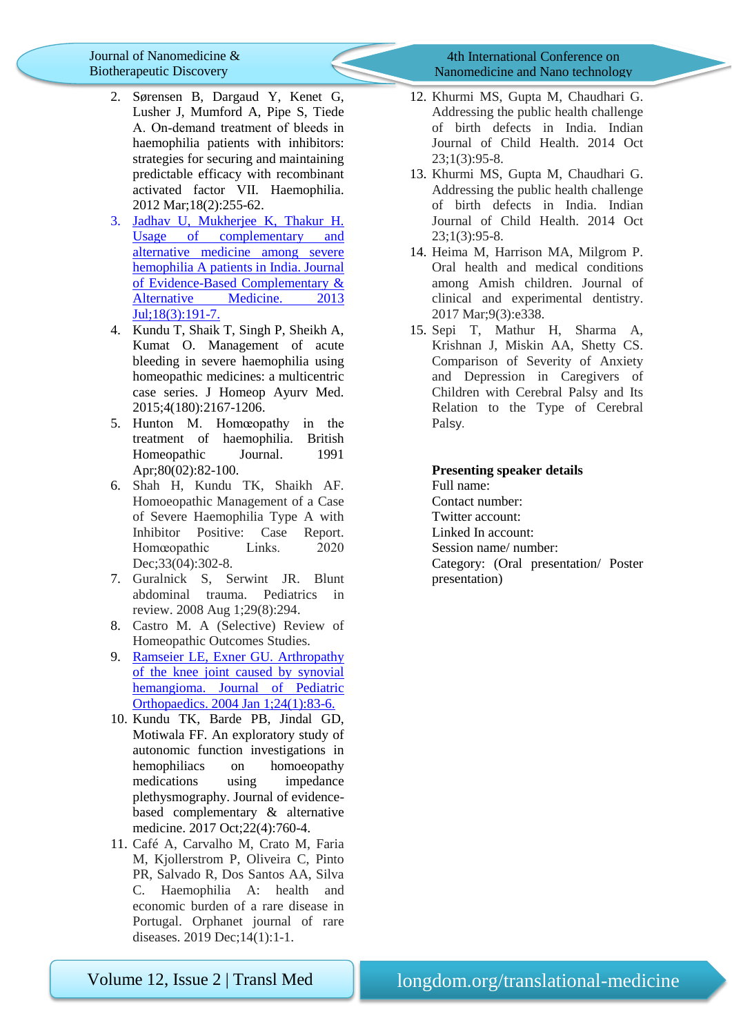2. Sørensen B, Dargaud Y, Kenet G, Lusher J, Mumford A, Pipe S, Tiede A. On-demand treatment of bleeds in haemophilia patients with inhibitors: strategies for securing and maintaining predictable efficacy with recombinant activated factor VII. Haemophilia. 2012 Mar;18(2):255-62.
3. Jadhav U, Mukherjee K, Thakur H. Usage of complementary and alternative medicine among severe hemophilia A patients in India. Journal of Evidence-Based Complementary & Alternative Medicine. 2013 Jul;18(3):191-7.
4. Kundu T, Shaik T, Singh P, Sheikh A, Kumat O. Management of acute bleeding in severe haemophilia using homeopathic medicines: a multicentric case series. J Homeop Ayurv Med. 2015;4(180):2167-1206.
5. Hunton M. Homœopathy in the treatment of haemophilia. British Homeopathic Journal. 1991 Apr;80(02):82-100.
6. Shah H, Kundu TK, Shaikh AF. Homoeopathic Management of a Case of Severe Haemophilia Type A with Inhibitor Positive: Case Report. Homœopathic Links. 2020 Dec;33(04):302-8.
7. Guralnick S, Serwint JR. Blunt abdominal trauma. Pediatrics in review. 2008 Aug 1;29(8):294.
8. Castro M. A (Selective) Review of Homeopathic Outcomes Studies.
9. Ramseier LE, Exner GU. Arthropathy of the knee joint caused by synovial hemangioma. Journal of Pediatric Orthopaedics. 2004 Jan 1;24(1):83-6.
10. Kundu TK, Barde PB, Jindal GD, Motiwala FF. An exploratory study of autonomic function investigations in hemophiliacs on homoeopathy medications using impedance plethysmography. Journal of evidence-based complementary & alternative medicine. 2017 Oct;22(4):760-4.
11. Café A, Carvalho M, Crato M, Faria M, Kjollerstrom P, Oliveira C, Pinto PR, Salvado R, Dos Santos AA, Silva C. Haemophilia A: health and economic burden of a rare disease in Portugal. Orphanet journal of rare diseases. 2019 Dec;14(1):1-1.
12. Khurmi MS, Gupta M, Chaudhari G. Addressing the public health challenge of birth defects in India. Indian Journal of Child Health. 2014 Oct 23;1(3):95-8.
13. Khurmi MS, Gupta M, Chaudhari G. Addressing the public health challenge of birth defects in India. Indian Journal of Child Health. 2014 Oct 23;1(3):95-8.
14. Heima M, Harrison MA, Milgrom P. Oral health and medical conditions among Amish children. Journal of clinical and experimental dentistry. 2017 Mar;9(3):e338.
15. Sepi T, Mathur H, Sharma A, Krishnan J, Miskin AA, Shetty CS. Comparison of Severity of Anxiety and Depression in Caregivers of Children with Cerebral Palsy and Its Relation to the Type of Cerebral Palsy.

**Presenting speaker details**

Full name:
Contact number:
Twitter account:
Linked In account:
Session name/ number:
Category: (Oral presentation/ Poster presentation)